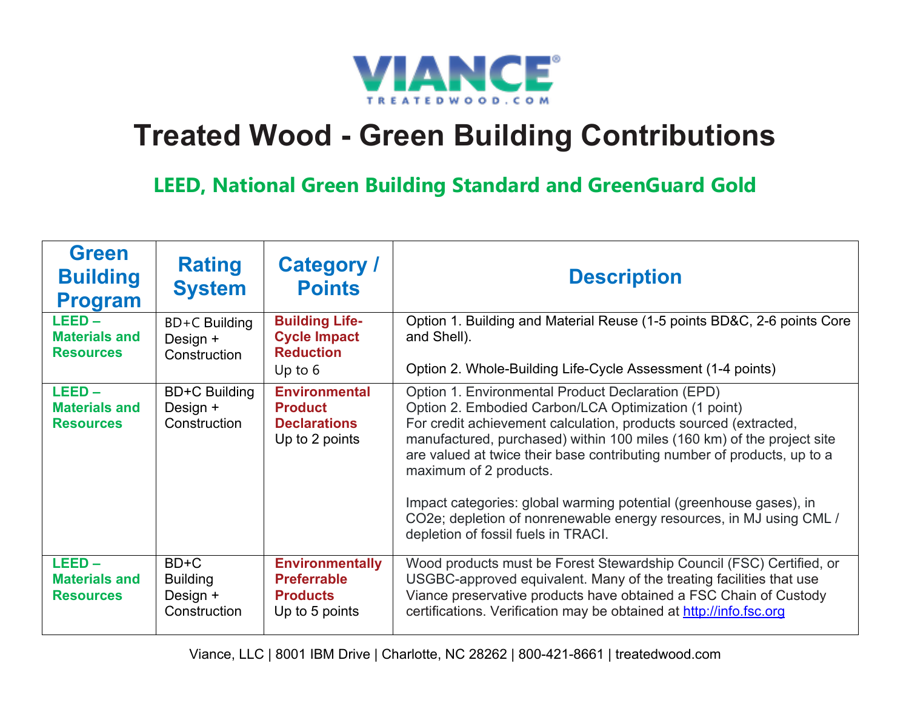VIANCE®
TREATEDWOOD.COM

# Treated Wood - Green Building Contributions

## LEED, National Green Building Standard and GreenGuard Gold

| Green Building Program | Rating System | Category / Points | Description |
|---|---|---|---|
| **LEED – Materials and Resources** | BD+C Building Design + Construction | **Building Life-Cycle Impact Reduction** Up to 6 | Option 1. Building and Material Reuse (1-5 points BD&C, 2-6 points Core and Shell).<br><br>Option 2. Whole-Building Life-Cycle Assessment (1-4 points) |
| **LEED – Materials and Resources** | BD+C Building Design + Construction | **Environmental Product Declarations** Up to 2 points | Option 1. Environmental Product Declaration (EPD)<br>Option 2. Embodied Carbon/LCA Optimization (1 point)<br>For credit achievement calculation, products sourced (extracted, manufactured, purchased) within 100 miles (160 km) of the project site are valued at twice their base contributing number of products, up to a maximum of 2 products.<br><br>Impact categories: global warming potential (greenhouse gases), in $CO_2e$; depletion of nonrenewable energy resources, in MJ using CML / depletion of fossil fuels in TRACI. |
| **LEED – Materials and Resources** | BD+C Building Design + Construction | **Environmentally Preferrable Products** Up to 5 points | Wood products must be Forest Stewardship Council (FSC) Certified, or USGBC-approved equivalent. Many of the treating facilities that use Viance preservative products have obtained a FSC Chain of Custody certifications. Verification may be obtained at http://info.fsc.org |

Viance, LLC | 8001 IBM Drive | Charlotte, NC 28262 | 800-421-8661 | treatedwood.com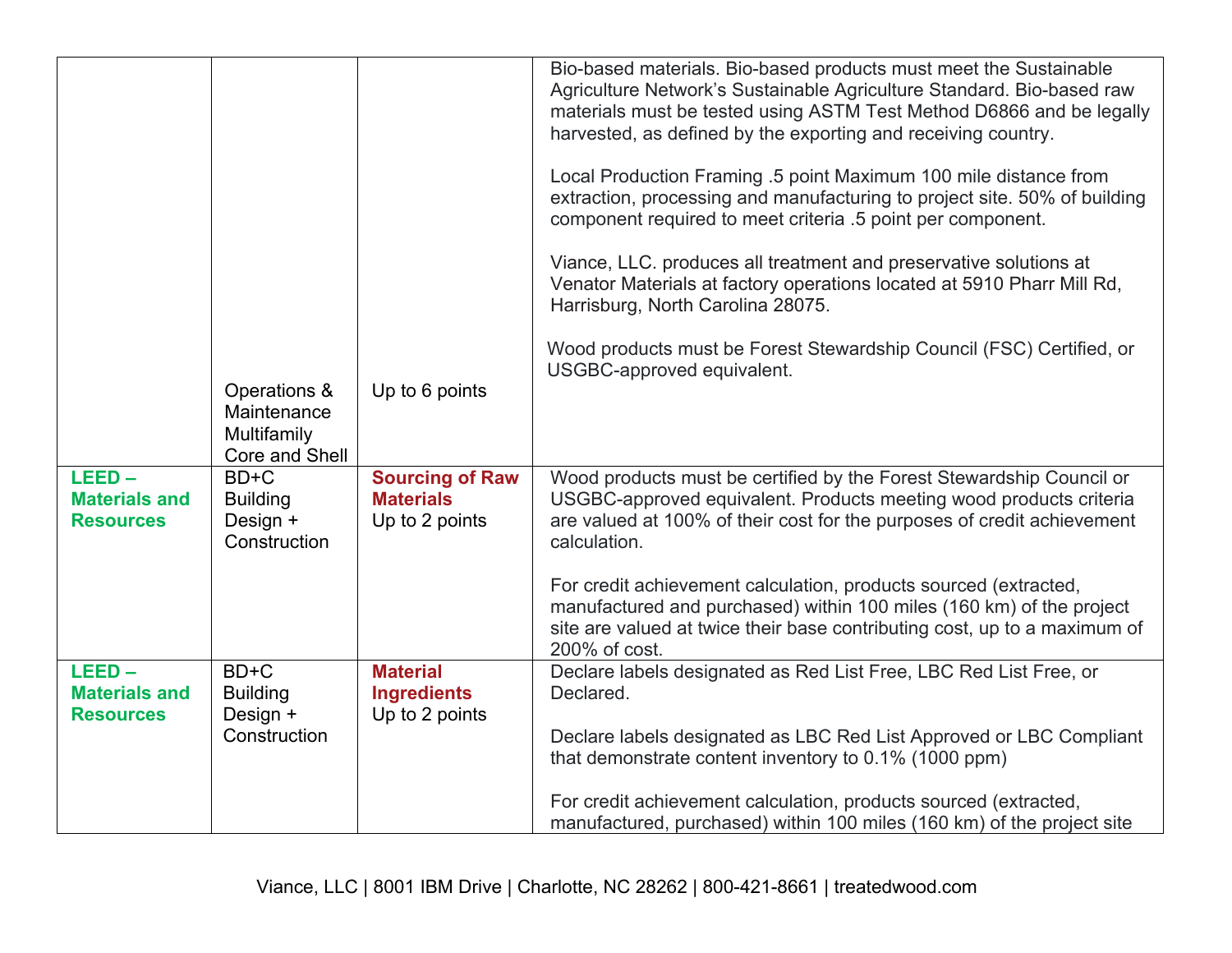| | | | |
|---|---|---|---|
| | Operations & Maintenance Multifamily Core and Shell | Up to 6 points | Bio-based materials. Bio-based products must meet the Sustainable Agriculture Network's Sustainable Agriculture Standard. Bio-based raw materials must be tested using ASTM Test Method D6866 and be legally harvested, as defined by the exporting and receiving country.<br><br>Local Production Framing .5 point Maximum 100 mile distance from extraction, processing and manufacturing to project site. 50% of building component required to meet criteria .5 point per component.<br><br>Viance, LLC. produces all treatment and preservative solutions at Venator Materials at factory operations located at 5910 Pharr Mill Rd, Harrisburg, North Carolina 28075.<br><br>Wood products must be Forest Stewardship Council (FSC) Certified, or USGBC-approved equivalent. |
| **LEED – Materials and Resources** | BD+C Building Design + Construction | **Sourcing of Raw Materials** Up to 2 points | Wood products must be certified by the Forest Stewardship Council or USGBC-approved equivalent. Products meeting wood products criteria are valued at 100% of their cost for the purposes of credit achievement calculation.<br><br>For credit achievement calculation, products sourced (extracted, manufactured and purchased) within 100 miles (160 km) of the project site are valued at twice their base contributing cost, up to a maximum of 200% of cost. |
| **LEED – Materials and Resources** | BD+C Building Design + Construction | **Material Ingredients** Up to 2 points | Declare labels designated as Red List Free, LBC Red List Free, or Declared.<br><br>Declare labels designated as LBC Red List Approved or LBC Compliant that demonstrate content inventory to 0.1% (1000 ppm)<br><br>For credit achievement calculation, products sourced (extracted, manufactured, purchased) within 100 miles (160 km) of the project site |

Viance, LLC | 8001 IBM Drive | Charlotte, NC 28262 | 800-421-8661 | treatedwood.com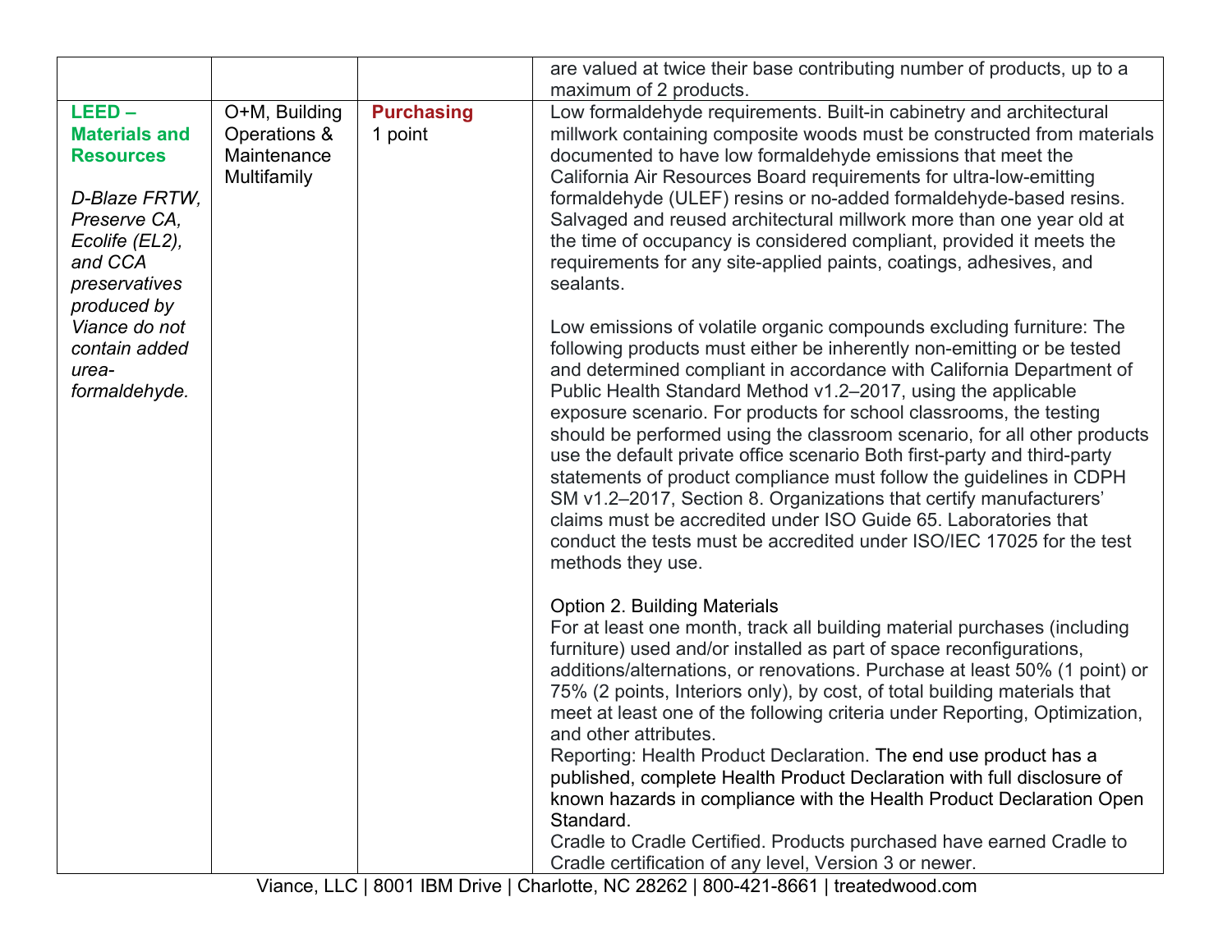| | | | |
|---|---|---|---|
| | | | are valued at twice their base contributing number of products, up to a maximum of 2 products. |
| **LEED – Materials and Resources**<br><br>*D-Blaze FRTW, Preserve CA, Ecolife (EL2), and CCA preservatives produced by Viance do not contain added urea-formaldehyde.* | O+M, Building Operations & Maintenance Multifamily | **Purchasing**<br>1 point | Low formaldehyde requirements. Built-in cabinetry and architectural millwork containing composite woods must be constructed from materials documented to have low formaldehyde emissions that meet the California Air Resources Board requirements for ultra-low-emitting formaldehyde (ULEF) resins or no-added formaldehyde-based resins. Salvaged and reused architectural millwork more than one year old at the time of occupancy is considered compliant, provided it meets the requirements for any site-applied paints, coatings, adhesives, and sealants.<br><br>Low emissions of volatile organic compounds excluding furniture: The following products must either be inherently non-emitting or be tested and determined compliant in accordance with California Department of Public Health Standard Method v1.2–2017, using the applicable exposure scenario. For products for school classrooms, the testing should be performed using the classroom scenario, for all other products use the default private office scenario Both first-party and third-party statements of product compliance must follow the guidelines in CDPH SM v1.2–2017, Section 8. Organizations that certify manufacturers' claims must be accredited under ISO Guide 65. Laboratories that conduct the tests must be accredited under ISO/IEC 17025 for the test methods they use.<br><br>Option 2. Building Materials<br>For at least one month, track all building material purchases (including furniture) used and/or installed as part of space reconfigurations, additions/alternations, or renovations. Purchase at least 50% (1 point) or 75% (2 points, Interiors only), by cost, of total building materials that meet at least one of the following criteria under Reporting, Optimization, and other attributes.<br>Reporting: Health Product Declaration. The end use product has a published, complete Health Product Declaration with full disclosure of known hazards in compliance with the Health Product Declaration Open Standard.<br>Cradle to Cradle Certified. Products purchased have earned Cradle to Cradle certification of any level, Version 3 or newer. |

Viance, LLC | 8001 IBM Drive | Charlotte, NC 28262 | 800-421-8661 | treatedwood.com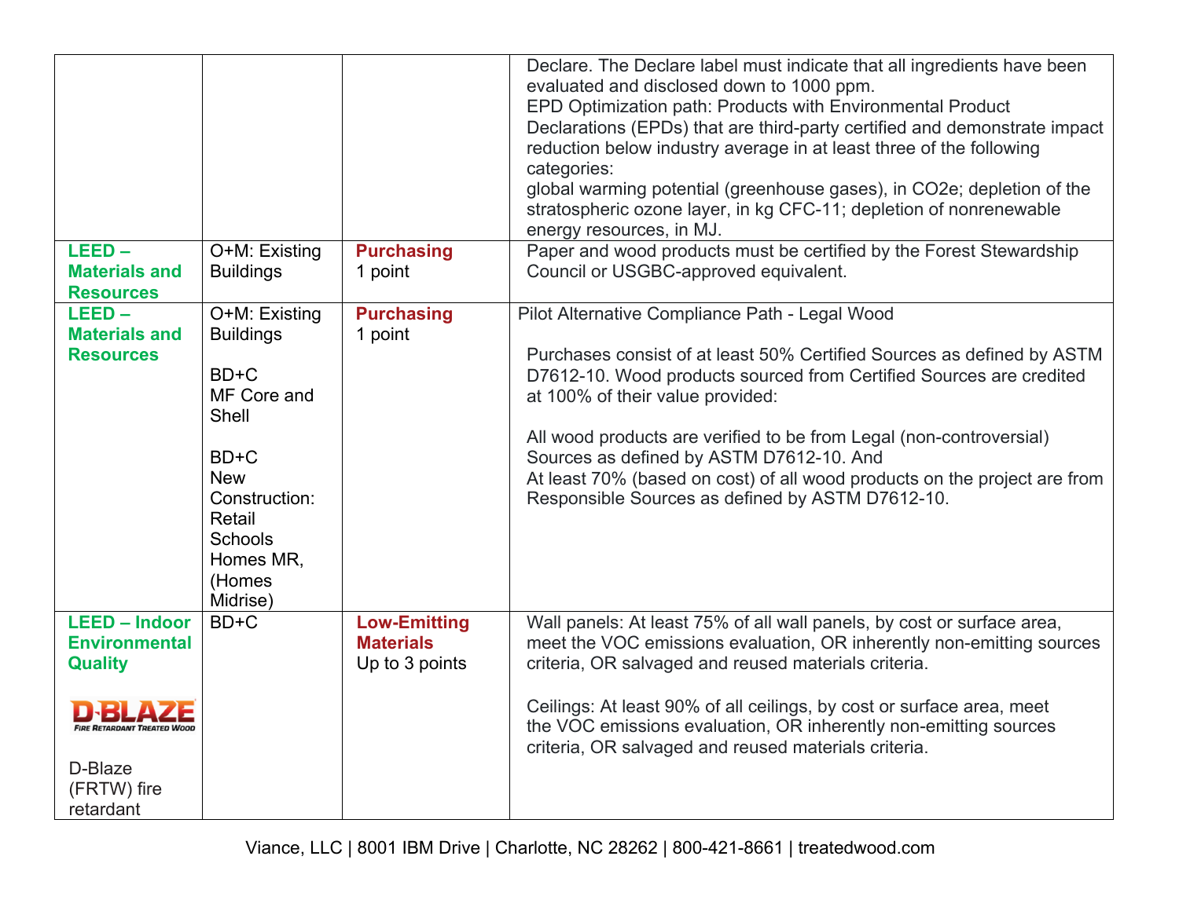| | | | |
|---|---|---|---|
| | | | Declare. The Declare label must indicate that all ingredients have been evaluated and disclosed down to 1000 ppm.<br>EPD Optimization path: Products with Environmental Product Declarations (EPDs) that are third-party certified and demonstrate impact reduction below industry average in at least three of the following categories:<br>global warming potential (greenhouse gases), in $CO_2e$; depletion of the stratospheric ozone layer, in kg CFC-11; depletion of nonrenewable energy resources, in MJ. |
| **LEED – Materials and Resources** | O+M: Existing Buildings | **Purchasing**<br>1 point | Paper and wood products must be certified by the Forest Stewardship Council or USGBC-approved equivalent. |
| **LEED – Materials and Resources** | O+M: Existing Buildings<br><br>BD+C<br>MF Core and Shell<br><br>BD+C<br>New Construction:<br>Retail<br>Schools<br>Homes MR, (Homes Midrise) | **Purchasing**<br>1 point | Pilot Alternative Compliance Path - Legal Wood<br><br>Purchases consist of at least 50% Certified Sources as defined by ASTM D7612-10. Wood products sourced from Certified Sources are credited at 100% of their value provided:<br><br>All wood products are verified to be from Legal (non-controversial) Sources as defined by ASTM D7612-10. And<br>At least 70% (based on cost) of all wood products on the project are from Responsible Sources as defined by ASTM D7612-10. |
| **LEED – Indoor Environmental Quality**<br><br>D-BLAZE<br>FIRE RETARDANT TREATED WOOD<br><br>D-Blaze (FRTW) fire retardant | BD+C | **Low-Emitting Materials**<br>Up to 3 points | Wall panels: At least 75% of all wall panels, by cost or surface area, meet the VOC emissions evaluation, OR inherently non-emitting sources criteria, OR salvaged and reused materials criteria.<br><br>Ceilings: At least 90% of all ceilings, by cost or surface area, meet the VOC emissions evaluation, OR inherently non-emitting sources criteria, OR salvaged and reused materials criteria. |

Viance, LLC | 8001 IBM Drive | Charlotte, NC 28262 | 800-421-8661 | treatedwood.com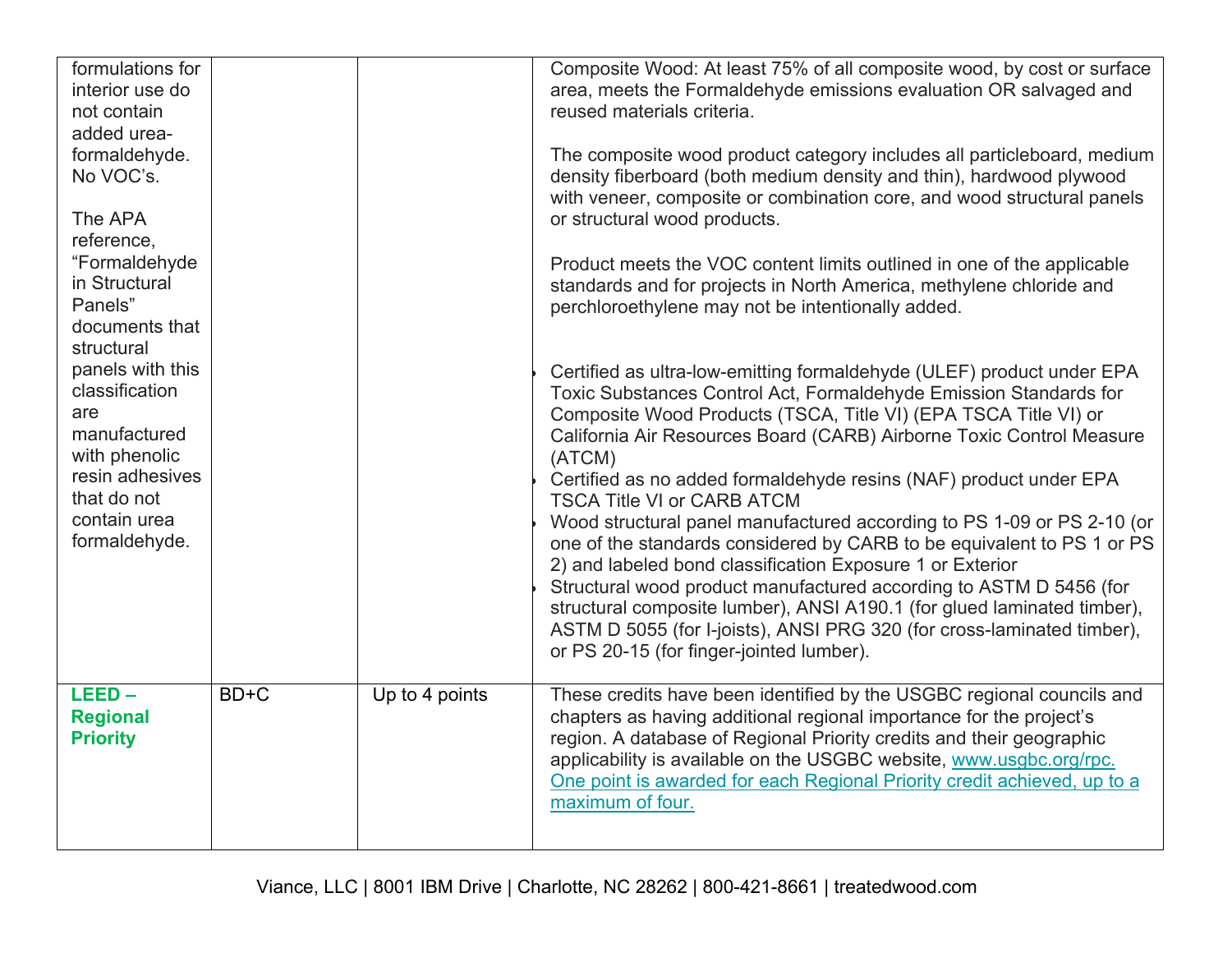| | | | |
|---|---|---|---|
| formulations for interior use do not contain added urea-formaldehyde. No VOC's.<br><br>The APA reference, "Formaldehyde in Structural Panels" documents that structural panels with this classification are manufactured with phenolic resin adhesives that do not contain urea formaldehyde. | | | Composite Wood: At least 75% of all composite wood, by cost or surface area, meets the Formaldehyde emissions evaluation OR salvaged and reused materials criteria.<br><br>The composite wood product category includes all particleboard, medium density fiberboard (both medium density and thin), hardwood plywood with veneer, composite or combination core, and wood structural panels or structural wood products.<br><br>Product meets the VOC content limits outlined in one of the applicable standards and for projects in North America, methylene chloride and perchloroethylene may not be intentionally added.<br><br>• Certified as ultra-low-emitting formaldehyde (ULEF) product under EPA Toxic Substances Control Act, Formaldehyde Emission Standards for Composite Wood Products (TSCA, Title VI) (EPA TSCA Title VI) or California Air Resources Board (CARB) Airborne Toxic Control Measure (ATCM)<br>• Certified as no added formaldehyde resins (NAF) product under EPA TSCA Title VI or CARB ATCM<br>• Wood structural panel manufactured according to PS 1-09 or PS 2-10 (or one of the standards considered by CARB to be equivalent to PS 1 or PS 2) and labeled bond classification Exposure 1 or Exterior<br>• Structural wood product manufactured according to ASTM D 5456 (for structural composite lumber), ANSI A190.1 (for glued laminated timber), ASTM D 5055 (for I-joists), ANSI PRG 320 (for cross-laminated timber), or PS 20-15 (for finger-jointed lumber). |
| **LEED – Regional Priority** | BD+C | Up to 4 points | These credits have been identified by the USGBC regional councils and chapters as having additional regional importance for the project's region. A database of Regional Priority credits and their geographic applicability is available on the USGBC website, www.usgbc.org/rpc. One point is awarded for each Regional Priority credit achieved, up to a maximum of four. |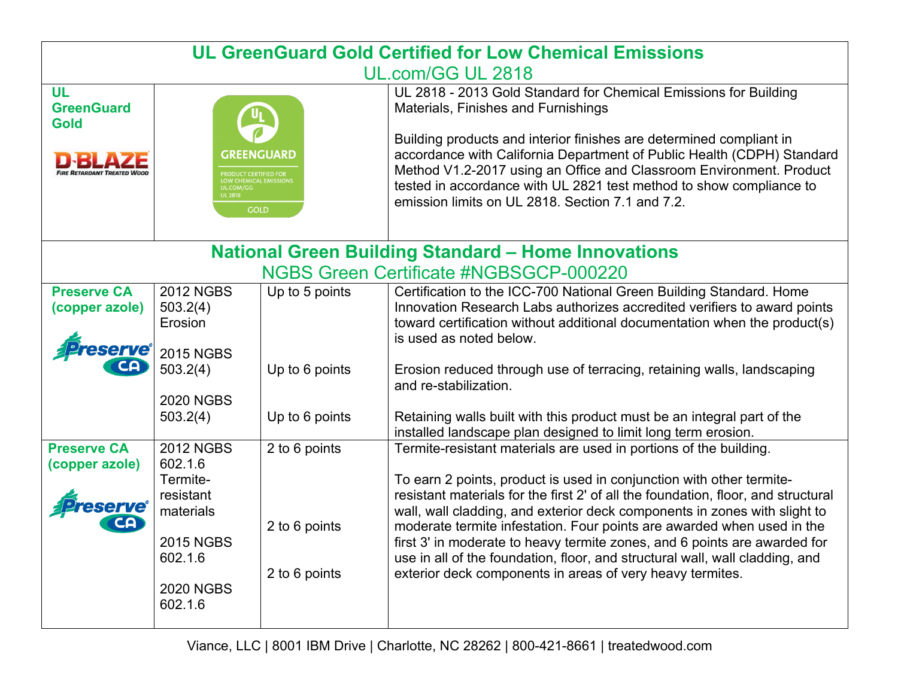## UL GreenGuard Gold Certified for Low Chemical Emissions

UL.com/GG UL 2818

| | | |
|---|---|---|
| **UL GreenGuard Gold**<br><br>D-BLAZE Fire Retardant Treated Wood | GREENGUARD<br>PRODUCT CERTIFIED FOR LOW CHEMICAL EMISSIONS<br>UL.COM/GG<br>UL 2818<br>GOLD | UL 2818 - 2013 Gold Standard for Chemical Emissions for Building Materials, Finishes and Furnishings<br><br>Building products and interior finishes are determined compliant in accordance with California Department of Public Health (CDPH) Standard Method V1.2-2017 using an Office and Classroom Environment. Product tested in accordance with UL 2821 test method to show compliance to emission limits on UL 2818. Section 7.1 and 7.2. |

## National Green Building Standard – Home Innovations

NGBS Green Certificate #NGBSGCP-000220

| | | | |
|---|---|---|---|
| **Preserve CA (copper azole)**<br><br>Preserve CA | 2012 NGBS 503.2(4) Erosion<br><br>2015 NGBS 503.2(4)<br><br>2020 NGBS 503.2(4) | Up to 5 points<br><br>Up to 6 points<br><br>Up to 6 points | Certification to the ICC-700 National Green Building Standard. Home Innovation Research Labs authorizes accredited verifiers to award points toward certification without additional documentation when the product(s) is used as noted below.<br><br>Erosion reduced through use of terracing, retaining walls, landscaping and re-stabilization.<br><br>Retaining walls built with this product must be an integral part of the installed landscape plan designed to limit long term erosion. |
| **Preserve CA (copper azole)**<br><br>Preserve CA | 2012 NGBS 602.1.6 Termite-resistant materials<br><br>2015 NGBS 602.1.6<br><br>2020 NGBS 602.1.6 | 2 to 6 points<br><br>2 to 6 points<br><br>2 to 6 points | Termite-resistant materials are used in portions of the building.<br><br>To earn 2 points, product is used in conjunction with other termite-resistant materials for the first 2' of all the foundation, floor, and structural wall, wall cladding, and exterior deck components in zones with slight to moderate termite infestation. Four points are awarded when used in the first 3' in moderate to heavy termite zones, and 6 points are awarded for use in all of the foundation, floor, and structural wall, wall cladding, and exterior deck components in areas of very heavy termites. |

Viance, LLC | 8001 IBM Drive | Charlotte, NC 28262 | 800-421-8661 | treatedwood.com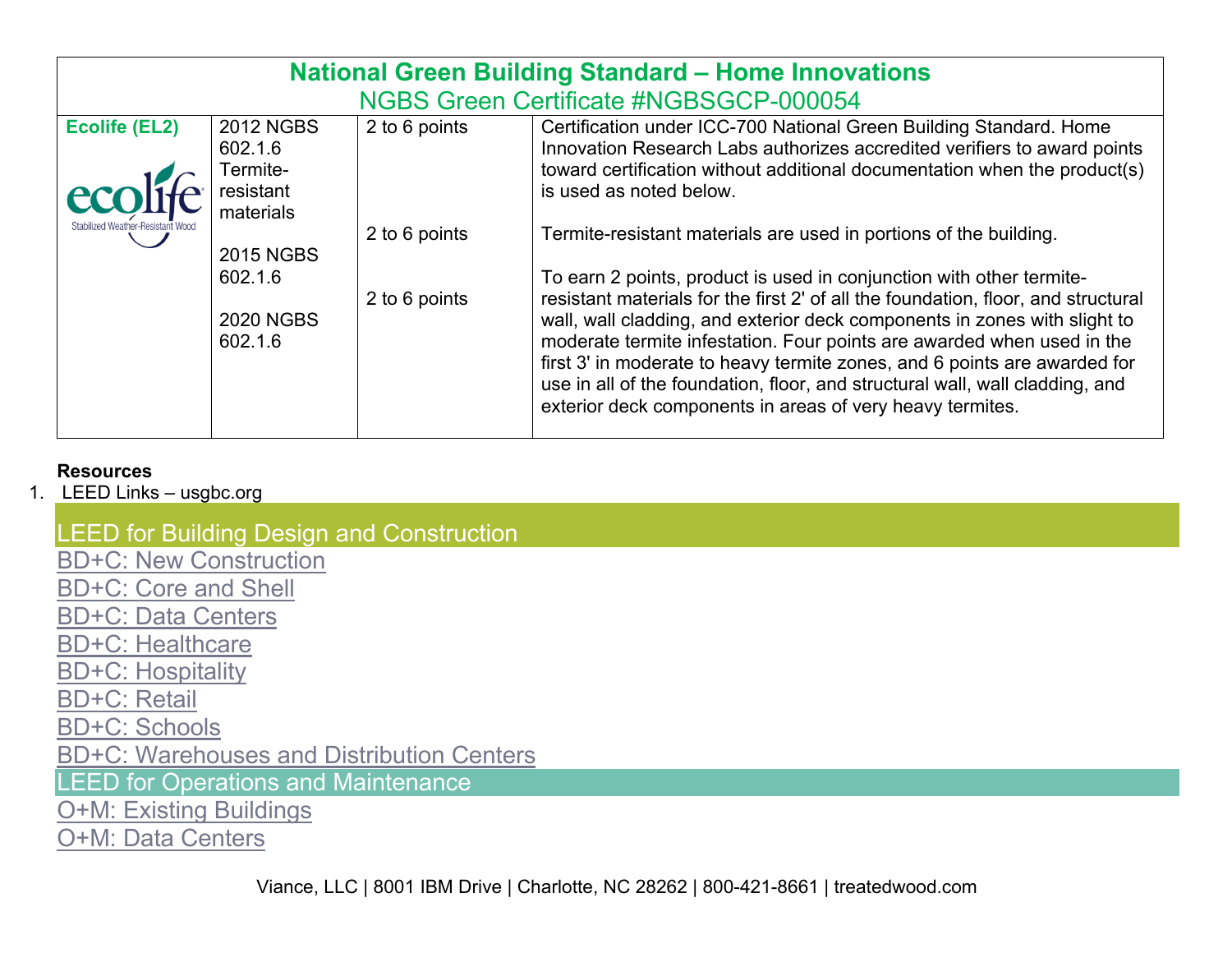| National Green Building Standard – Home Innovations<br>NGBS Green Certificate #NGBSGCP-000054 | | | |
|---|---|---|---|
| **Ecolife (EL2)**<br>ecolife Stabilized Weather-Resistant Wood | 2012 NGBS 602.1.6 Termite-resistant materials<br><br>2015 NGBS 602.1.6<br><br>2020 NGBS 602.1.6 | 2 to 6 points<br><br>2 to 6 points<br><br>2 to 6 points | Certification under ICC-700 National Green Building Standard. Home Innovation Research Labs authorizes accredited verifiers to award points toward certification without additional documentation when the product(s) is used as noted below.<br><br>Termite-resistant materials are used in portions of the building.<br><br>To earn 2 points, product is used in conjunction with other termite-resistant materials for the first 2' of all the foundation, floor, and structural wall, wall cladding, and exterior deck components in zones with slight to moderate termite infestation. Four points are awarded when used in the first 3' in moderate to heavy termite zones, and 6 points are awarded for use in all of the foundation, floor, and structural wall, wall cladding, and exterior deck components in areas of very heavy termites. |

**Resources**

1. LEED Links – usgbc.org

## LEED for Building Design and Construction

BD+C: New Construction
BD+C: Core and Shell
BD+C: Data Centers
BD+C: Healthcare
BD+C: Hospitality
BD+C: Retail
BD+C: Schools
BD+C: Warehouses and Distribution Centers

## LEED for Operations and Maintenance

O+M: Existing Buildings
O+M: Data Centers

Viance, LLC | 8001 IBM Drive | Charlotte, NC 28262 | 800-421-8661 | treatedwood.com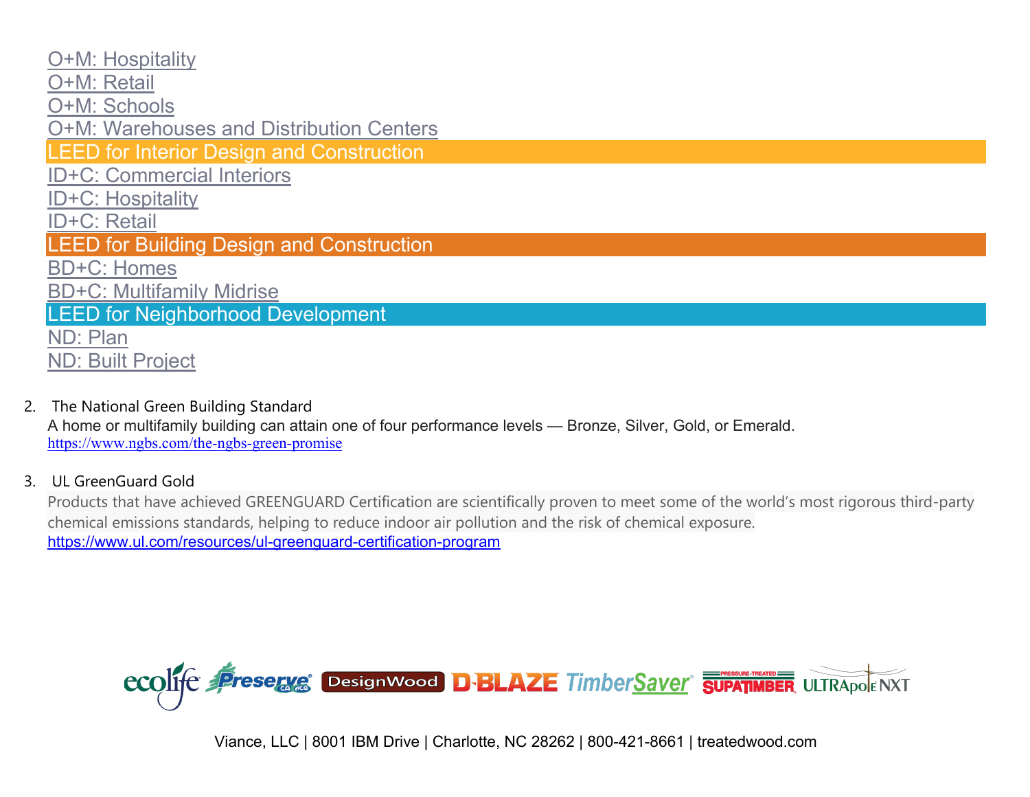O+M: Hospitality
O+M: Retail
O+M: Schools
O+M: Warehouses and Distribution Centers

**LEED for Interior Design and Construction**

ID+C: Commercial Interiors
ID+C: Hospitality
ID+C: Retail

**LEED for Building Design and Construction**

BD+C: Homes
BD+C: Multifamily Midrise

**LEED for Neighborhood Development**

ND: Plan
ND: Built Project

2. The National Green Building Standard
   A home or multifamily building can attain one of four performance levels — Bronze, Silver, Gold, or Emerald.
   https://www.ngbs.com/the-ngbs-green-promise

3. UL GreenGuard Gold
   Products that have achieved GREENGUARD Certification are scientifically proven to meet some of the world's most rigorous third-party chemical emissions standards, helping to reduce indoor air pollution and the risk of chemical exposure.
   https://www.ul.com/resources/ul-greenguard-certification-program

ecolife Preserve CA ACQ DesignWood D-BLAZE TimberSaver PRESSURE-TREATED SUPATIMBER ULTRApole NXT

Viance, LLC | 8001 IBM Drive | Charlotte, NC 28262 | 800-421-8661 | treatedwood.com